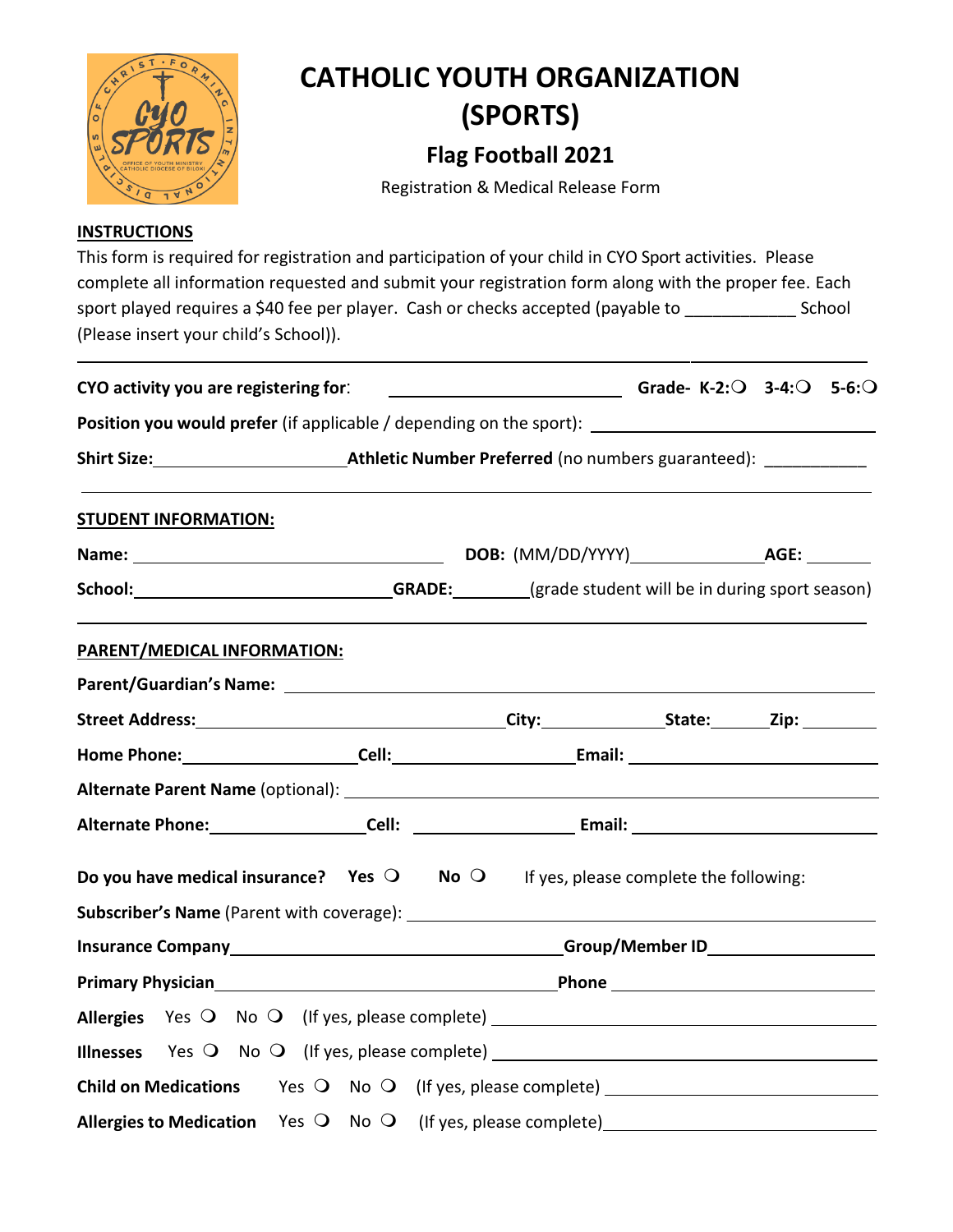# CATHOLIC YOUTH ORGANIZATION (SPORTS)

## Flag Football 2021

Registration & Medical Release Form

**INSTRUCTIONS**

This form is required for registration and participation of your child in CYO Sport activities. Please complete all information requested and submit your registration form along with the proper fee. Each sport played requires a $40 fee per player. Cash or checks accepted (payable to ___________ School (Please insert your child's School)).

---

**CYO activity you are registering for**: ________________________ **Grade- K-2:** ❍ **3-4:** ❍ **5-6:** ❍

**Position you would prefer** (if applicable / depending on the sport): ____________________________

**Shirt Size:** ____________________ **Athletic Number Preferred** (no numbers guaranteed): ___________

---

**STUDENT INFORMATION:**

**Name:** ______________________________ **DOB:** (MM/DD/YYYY)______________ **AGE:** _______

**School:** ____________________________ **GRADE:** ________ (grade student will be in during sport season)

---

**PARENT/MEDICAL INFORMATION:**

**Parent/Guardian's Name:** ________________________________________________

**Street Address:** ______________________________ **City:** ____________ **State:** ______ **Zip:** ________

**Home Phone:** __________________ **Cell:** ____________________ **Email:** __________________________

**Alternate Parent Name** (optional): ________________________________________________

**Alternate Phone:** ________________ **Cell:** __________________ **Email:** __________________________

**Do you have medical insurance? Yes** ❍ **No** ❍ If yes, please complete the following:

**Subscriber's Name** (Parent with coverage): ________________________________________

**Insurance Company** ____________________________________ **Group/Member ID** __________________

**Primary Physician** ____________________________________ **Phone** __________________________

**Allergies** Yes ❍ No ❍ (If yes, please complete) ________________________________________

**Illnesses** Yes ❍ No ❍ (If yes, please complete) ________________________________________

**Child on Medications** Yes ❍ No ❍ (If yes, please complete) ______________________________

**Allergies to Medication** Yes ❍ No ❍ (If yes, please complete) ______________________________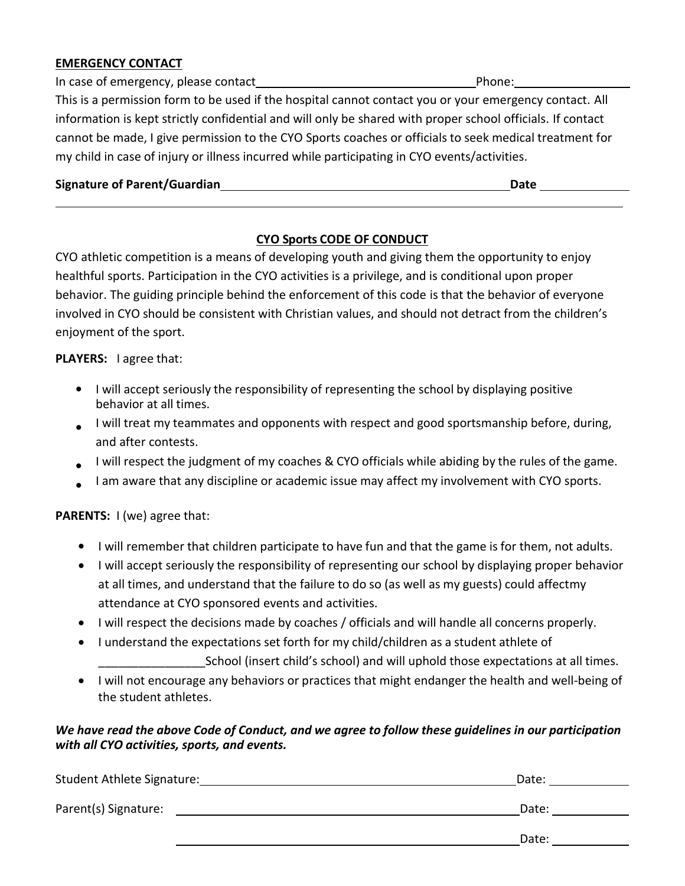**EMERGENCY CONTACT**

In case of emergency, please contact________________________________ Phone:________________

This is a permission form to be used if the hospital cannot contact you or your emergency contact. All information is kept strictly confidential and will only be shared with proper school officials. If contact cannot be made, I give permission to the CYO Sports coaches or officials to seek medical treatment for my child in case of injury or illness incurred while participating in CYO events/activities.

**Signature of Parent/Guardian**____________________________________________ **Date** ____________

---

## CYO Sports CODE OF CONDUCT

CYO athletic competition is a means of developing youth and giving them the opportunity to enjoy healthful sports. Participation in the CYO activities is a privilege, and is conditional upon proper behavior. The guiding principle behind the enforcement of this code is that the behavior of everyone involved in CYO should be consistent with Christian values, and should not detract from the children's enjoyment of the sport.

**PLAYERS:** I agree that:

- I will accept seriously the responsibility of representing the school by displaying positive behavior at all times.
- I will treat my teammates and opponents with respect and good sportsmanship before, during, and after contests.
- I will respect the judgment of my coaches & CYO officials while abiding by the rules of the game.
- I am aware that any discipline or academic issue may affect my involvement with CYO sports.

**PARENTS:** I (we) agree that:

- I will remember that children participate to have fun and that the game is for them, not adults.
- I will accept seriously the responsibility of representing our school by displaying proper behavior at all times, and understand that the failure to do so (as well as my guests) could affectmy attendance at CYO sponsored events and activities.
- I will respect the decisions made by coaches / officials and will handle all concerns properly.
- I understand the expectations set forth for my child/children as a student athlete of ________________School (insert child's school) and will uphold those expectations at all times.
- I will not encourage any behaviors or practices that might endanger the health and well-being of the student athletes.

***We have read the above Code of Conduct, and we agree to follow these guidelines in our participation with all CYO activities, sports, and events.***

Student Athlete Signature:____________________________________________ Date: ____________

Parent(s) Signature: ____________________________________________ Date: ____________

____________________________________________ Date: ____________